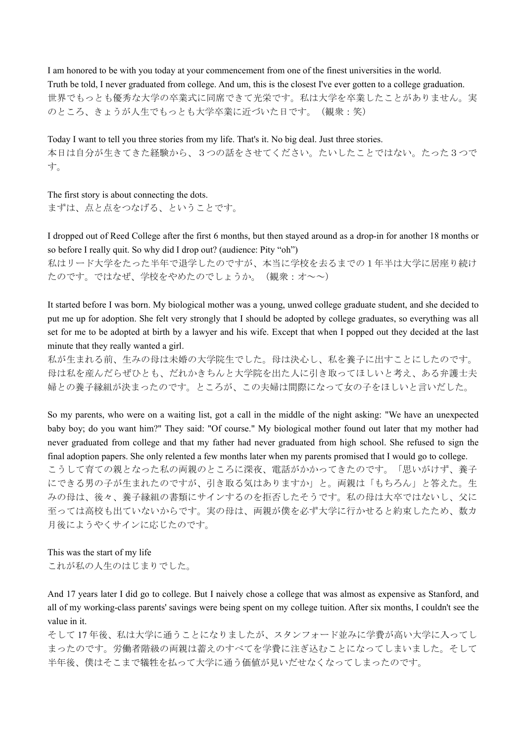I am honored to be with you today at your commencement from one of the finest universities in the world. Truth be told, I never graduated from college. And um, this is the closest I've ever gotten to a college graduation.
世界でもっとも優秀な大学の卒業式に同席できて光栄です。私は大学を卒業したことがありません。実のところ、きょうが人生でもっとも大学卒業に近づいた日です。（観衆：笑）

Today I want to tell you three stories from my life. That's it. No big deal. Just three stories.
本日は自分が生きてきた経験から、３つの話をさせてください。たいしたことではない。たった３つです。

The first story is about connecting the dots.
まずは、点と点をつなげる、ということです。

I dropped out of Reed College after the first 6 months, but then stayed around as a drop-in for another 18 months or so before I really quit. So why did I drop out? (audience: Pity "oh")
私はリード大学をたった半年で退学したのですが、本当に学校を去るまでの１年半は大学に居座り続けたのです。ではなぜ、学校をやめたのでしょうか。（観衆：オ〜〜）

It started before I was born. My biological mother was a young, unwed college graduate student, and she decided to put me up for adoption. She felt very strongly that I should be adopted by college graduates, so everything was all set for me to be adopted at birth by a lawyer and his wife. Except that when I popped out they decided at the last minute that they really wanted a girl.
私が生まれる前、生みの母は未婚の大学院生でした。母は決心し、私を養子に出すことにしたのです。母は私を産んだらぜひとも、だれかきちんと大学院を出た人に引き取ってほしいと考え、ある弁護士夫婦との養子縁組が決まったのです。ところが、この夫婦は間際になって女の子をほしいと言いだした。

So my parents, who were on a waiting list, got a call in the middle of the night asking: "We have an unexpected baby boy; do you want him?" They said: "Of course." My biological mother found out later that my mother had never graduated from college and that my father had never graduated from high school. She refused to sign the final adoption papers. She only relented a few months later when my parents promised that I would go to college.
こうして育ての親となった私の両親のところに深夜、電話がかかってきたのです。「思いがけず、養子にできる男の子が生まれたのですが、引き取る気はありますか」と。両親は「もちろん」と答えた。生みの母は、後々、養子縁組の書類にサインするのを拒否したそうです。私の母は大卒ではないし、父に至っては高校も出ていないからです。実の母は、両親が僕を必ず大学に行かせると約束したため、数カ月後にようやくサインに応じたのです。

This was the start of my life
これが私の人生のはじまりでした。

And 17 years later I did go to college. But I naively chose a college that was almost as expensive as Stanford, and all of my working-class parents' savings were being spent on my college tuition. After six months, I couldn't see the value in it.
そして 17 年後、私は大学に通うことになりましたが、スタンフォード並みに学費が高い大学に入ってしまったのです。労働者階級の両親は蓄えのすべてを学費に注ぎ込むことになってしまいました。そして半年後、僕はそこまで犠牲を払って大学に通う価値が見いだせなくなってしまったのです。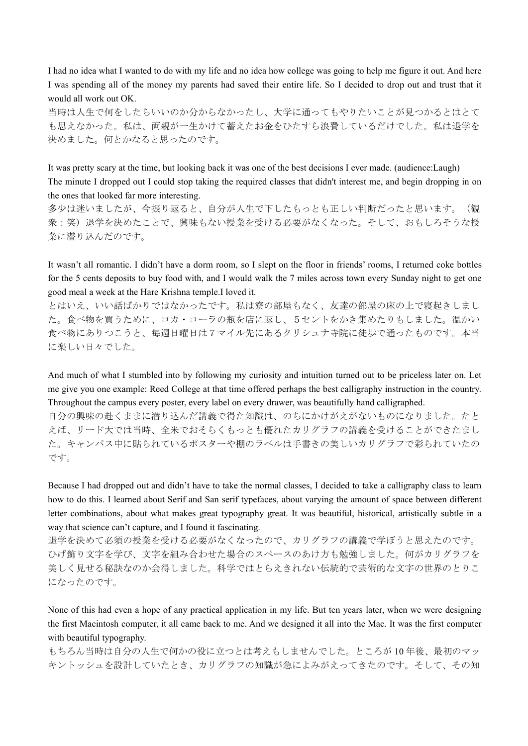I had no idea what I wanted to do with my life and no idea how college was going to help me figure it out. And here I was spending all of the money my parents had saved their entire life. So I decided to drop out and trust that it would all work out OK.
当時は人生で何をしたらいいのか分からなかったし、大学に通ってもやりたいことが見つかるとはとても思えなかった。私は、両親が一生かけて蓄えたお金をひたすら浪費しているだけでした。私は退学を決めました。何とかなると思ったのです。

It was pretty scary at the time, but looking back it was one of the best decisions I ever made. (audience:Laugh) The minute I dropped out I could stop taking the required classes that didn't interest me, and begin dropping in on the ones that looked far more interesting.
多少は迷いましたが、今振り返ると、自分が人生で下したもっとも正しい判断だったと思います。（観衆：笑）退学を決めたことで、興味もない授業を受ける必要がなくなった。そして、おもしろそうな授業に潜り込んだのです。

It wasn't all romantic. I didn't have a dorm room, so I slept on the floor in friends' rooms, I returned coke bottles for the 5 cents deposits to buy food with, and I would walk the 7 miles across town every Sunday night to get one good meal a week at the Hare Krishna temple.I loved it.
とはいえ、いい話ばかりではなかったです。私は寮の部屋もなく、友達の部屋の床の上で寝起きしました。食べ物を買うために、コカ・コーラの瓶を店に返し、５セントをかき集めたりもしました。温かい食べ物にありつこうと、毎週日曜日は７マイル先にあるクリシュナ寺院に徒歩で通ったものです。本当に楽しい日々でした。

And much of what I stumbled into by following my curiosity and intuition turned out to be priceless later on. Let me give you one example: Reed College at that time offered perhaps the best calligraphy instruction in the country. Throughout the campus every poster, every label on every drawer, was beautifully hand calligraphed.
自分の興味の赴くままに潜り込んだ講義で得た知識は、のちにかけがえがないものになりました。たとえば、リード大では当時、全米でおそらくもっとも優れたカリグラフの講義を受けることができたました。キャンパス中に貼られているポスターや棚のラベルは手書きの美しいカリグラフで彩られていたのです。

Because I had dropped out and didn't have to take the normal classes, I decided to take a calligraphy class to learn how to do this. I learned about Serif and San serif typefaces, about varying the amount of space between different letter combinations, about what makes great typography great. It was beautiful, historical, artistically subtle in a way that science can't capture, and I found it fascinating.
退学を決めて必須の授業を受ける必要がなくなったので、カリグラフの講義で学ぼうと思えたのです。ひげ飾り文字を学び、文字を組み合わせた場合のスペースのあけ方も勉強しました。何がカリグラフを美しく見せる秘訣なのか会得しました。科学ではとらえきれない伝統的で芸術的な文字の世界のとりこになったのです。

None of this had even a hope of any practical application in my life. But ten years later, when we were designing the first Macintosh computer, it all came back to me. And we designed it all into the Mac. It was the first computer with beautiful typography.
もちろん当時は自分の人生で何かの役に立つとは考えもしませんでした。ところが 10 年後、最初のマッキントッシュを設計していたとき、カリグラフの知識が急によみがえってきたのです。そして、その知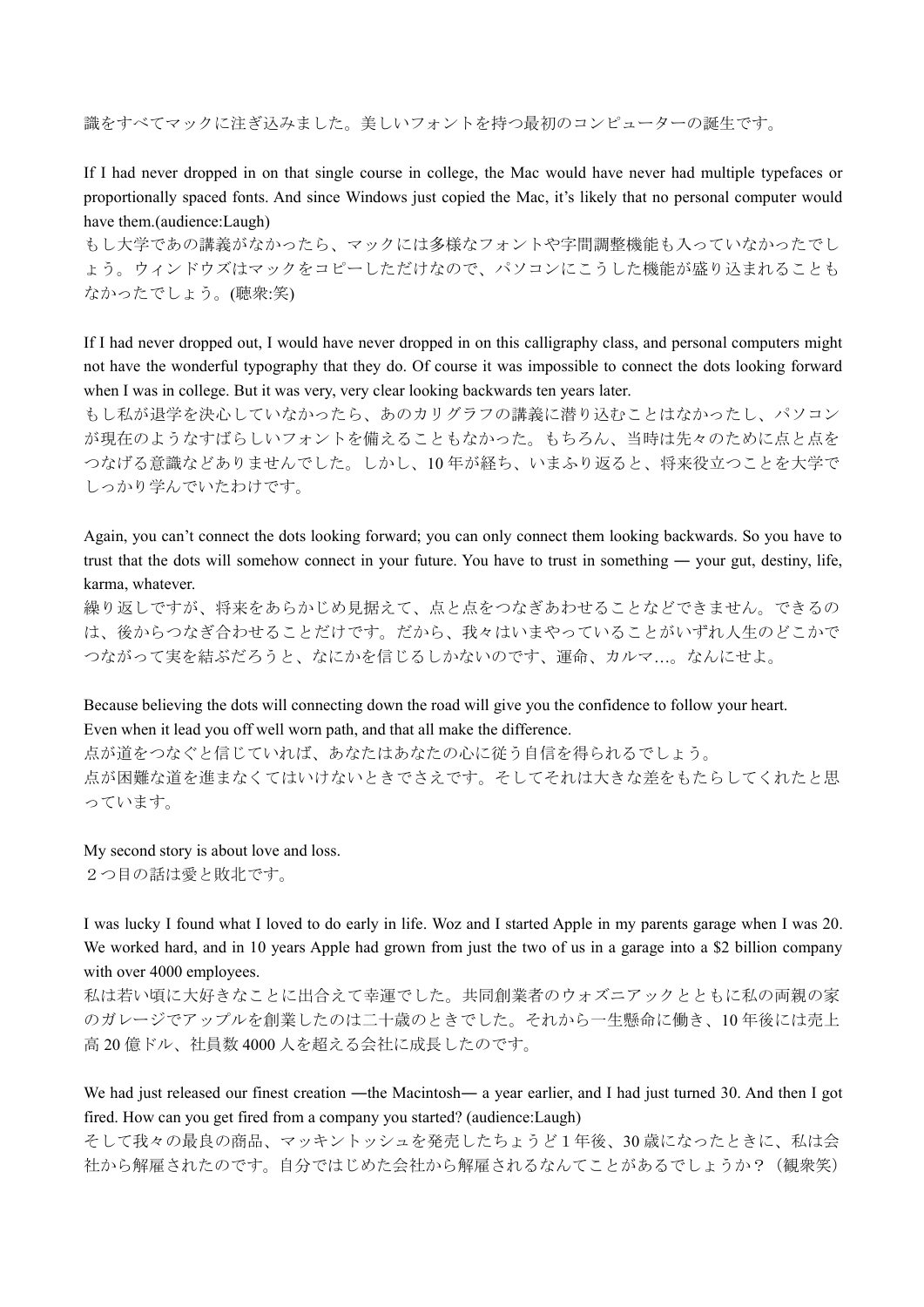識をすべてマックに注ぎ込みました。美しいフォントを持つ最初のコンピューターの誕生です。

If I had never dropped in on that single course in college, the Mac would have never had multiple typefaces or proportionally spaced fonts. And since Windows just copied the Mac, it's likely that no personal computer would have them.(audience:Laugh)
もし大学であの講義がなかったら、マックには多様なフォントや字間調整機能も入っていなかったでしょう。ウィンドウズはマックをコピーしただけなので、パソコンにこうした機能が盛り込まれることもなかったでしょう。(聴衆:笑)

If I had never dropped out, I would have never dropped in on this calligraphy class, and personal computers might not have the wonderful typography that they do. Of course it was impossible to connect the dots looking forward when I was in college. But it was very, very clear looking backwards ten years later.
もし私が退学を決心していなかったら、あのカリグラフの講義に潜り込むことはなかったし、パソコンが現在のようなすばらしいフォントを備えることもなかった。もちろん、当時は先々のために点と点をつなげる意識などありませんでした。しかし、10 年が経ち、いまふり返ると、将来役立つことを大学でしっかり学んでいたわけです。

Again, you can't connect the dots looking forward; you can only connect them looking backwards. So you have to trust that the dots will somehow connect in your future. You have to trust in something ― your gut, destiny, life, karma, whatever.
繰り返しですが、将来をあらかじめ見据えて、点と点をつなぎあわせることなどできません。できるのは、後からつなぎ合わせることだけです。だから、我々はいまやっていることがいずれ人生のどこかでつながって実を結ぶだろうと、なにかを信じるしかないのです、運命、カルマ…。なんにせよ。

Because believing the dots will connecting down the road will give you the confidence to follow your heart.
Even when it lead you off well worn path, and that all make the difference.
点が道をつなぐと信じていれば、あなたはあなたの心に従う自信を得られるでしょう。
点が困難な道を進まなくてはいけないときでさえです。そしてそれは大きな差をもたらしてくれたと思っています。

My second story is about love and loss.
２つ目の話は愛と敗北です。

I was lucky I found what I loved to do early in life. Woz and I started Apple in my parents garage when I was 20. We worked hard, and in 10 years Apple had grown from just the two of us in a garage into a $2 billion company with over 4000 employees.
私は若い頃に大好きなことに出合えて幸運でした。共同創業者のウォズニアックとともに私の両親の家のガレージでアップルを創業したのは二十歳のときでした。それから一生懸命に働き、10 年後には売上高 20 億ドル、社員数 4000 人を超える会社に成長したのです。

We had just released our finest creation ―the Macintosh― a year earlier, and I had just turned 30. And then I got fired. How can you get fired from a company you started? (audience:Laugh)
そして我々の最良の商品、マッキントッシュを発売したちょうど１年後、30 歳になったときに、私は会社から解雇されたのです。自分ではじめた会社から解雇されるなんてことがあるでしょうか？（観衆笑）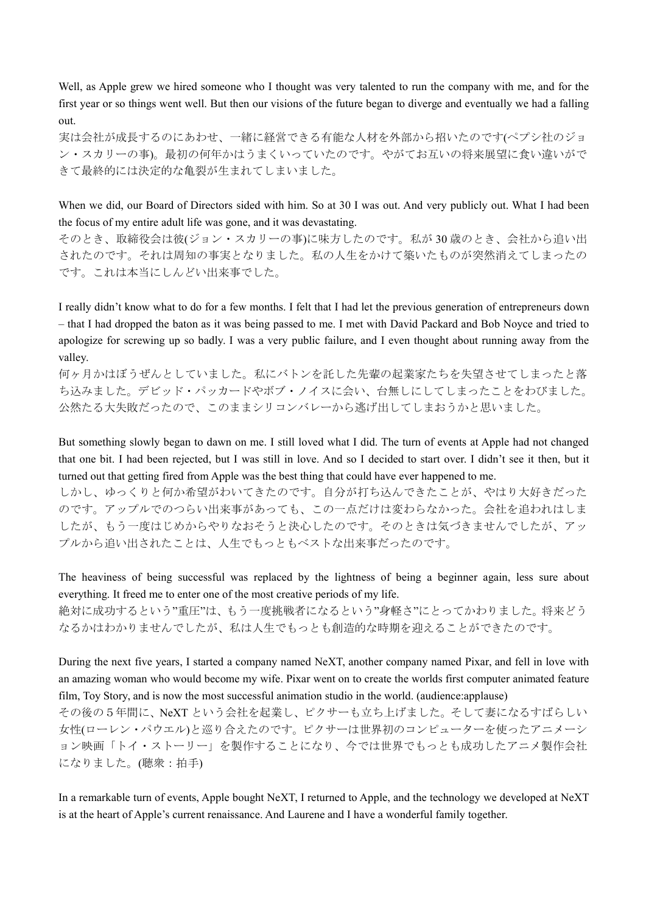Well, as Apple grew we hired someone who I thought was very talented to run the company with me, and for the first year or so things went well. But then our visions of the future began to diverge and eventually we had a falling out.

実は会社が成長するのにあわせ、一緒に経営できる有能な人材を外部から招いたのです(ペプシ社のジョン・スカリーの事)。最初の何年かはうまくいっていたのです。やがてお互いの将来展望に食い違いができて最終的には決定的な亀裂が生まれてしまいました。

When we did, our Board of Directors sided with him. So at 30 I was out. And very publicly out. What I had been the focus of my entire adult life was gone, and it was devastating.

そのとき、取締役会は彼(ジョン・スカリーの事)に味方したのです。私が 30 歳のとき、会社から追い出されたのです。それは周知の事実となりました。私の人生をかけて築いたものが突然消えてしまったのです。これは本当にしんどい出来事でした。

I really didn't know what to do for a few months. I felt that I had let the previous generation of entrepreneurs down – that I had dropped the baton as it was being passed to me. I met with David Packard and Bob Noyce and tried to apologize for screwing up so badly. I was a very public failure, and I even thought about running away from the valley.

何ヶ月かはぼうぜんとしていました。私にバトンを託した先輩の起業家たちを失望させてしまったと落ち込みました。デビッド・パッカードやボブ・ノイスに会い、台無しにしてしまったことをわびました。公然たる大失敗だったので、このままシリコンバレーから逃げ出してしまおうかと思いました。

But something slowly began to dawn on me. I still loved what I did. The turn of events at Apple had not changed that one bit. I had been rejected, but I was still in love. And so I decided to start over. I didn't see it then, but it turned out that getting fired from Apple was the best thing that could have ever happened to me.

しかし、ゆっくりと何か希望がわいてきたのです。自分が打ち込んできたことが、やはり大好きだったのです。アップルでのつらい出来事があっても、この一点だけは変わらなかった。会社を追われはしましたが、もう一度はじめからやりなおそうと決心したのです。そのときは気づきませんでしたが、アップルから追い出されたことは、人生でもっともベストな出来事だったのです。

The heaviness of being successful was replaced by the lightness of being a beginner again, less sure about everything. It freed me to enter one of the most creative periods of my life.

絶対に成功するという"重圧"は、もう一度挑戦者になるという"身軽さ"にとってかわりました。将来どうなるかはわかりませんでしたが、私は人生でもっとも創造的な時期を迎えることができたのです。

During the next five years, I started a company named NeXT, another company named Pixar, and fell in love with an amazing woman who would become my wife. Pixar went on to create the worlds first computer animated feature film, Toy Story, and is now the most successful animation studio in the world. (audience:applause)

その後の５年間に、NeXT という会社を起業し、ピクサーも立ち上げました。そして妻になるすばらしい女性(ローレン・パウエル)と巡り合えたのです。ピクサーは世界初のコンピューターを使ったアニメーション映画「トイ・ストーリー」を製作することになり、今では世界でもっとも成功したアニメ製作会社になりました。(聴衆：拍手)

In a remarkable turn of events, Apple bought NeXT, I returned to Apple, and the technology we developed at NeXT is at the heart of Apple's current renaissance. And Laurene and I have a wonderful family together.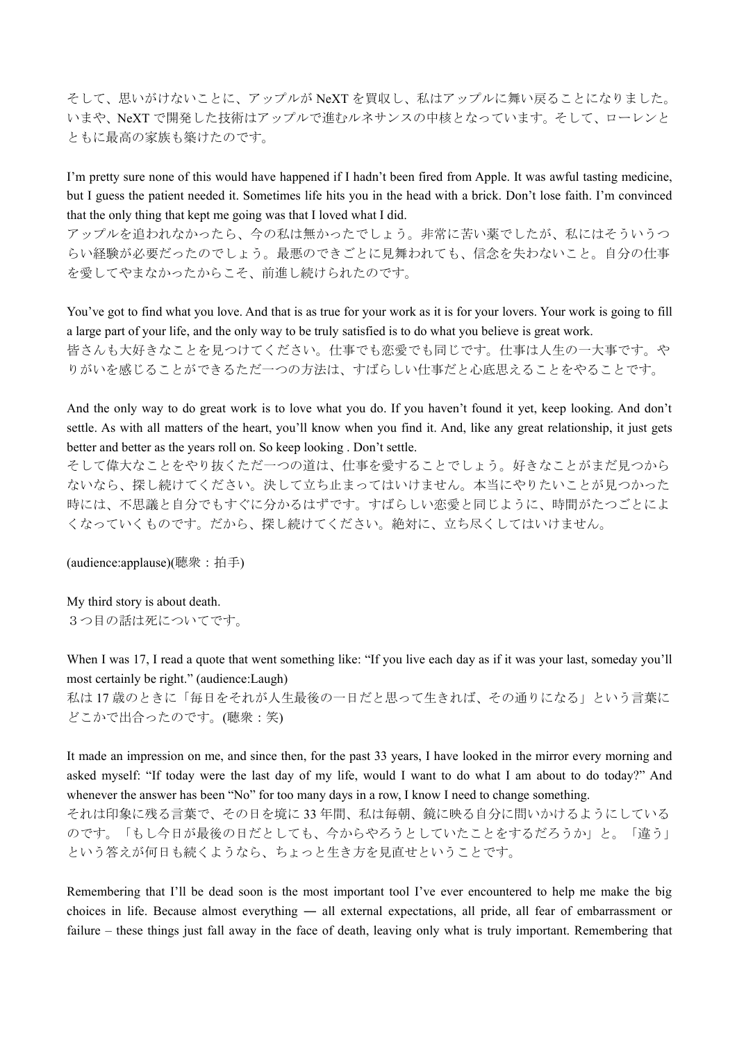そして、思いがけないことに、アップルが NeXT を買収し、私はアップルに舞い戻ることになりました。いまや、NeXT で開発した技術はアップルで進むルネサンスの中核となっています。そして、ローレンとともに最高の家族も築けたのです。

I'm pretty sure none of this would have happened if I hadn't been fired from Apple. It was awful tasting medicine, but I guess the patient needed it. Sometimes life hits you in the head with a brick. Don't lose faith. I'm convinced that the only thing that kept me going was that I loved what I did.
アップルを追われなかったら、今の私は無かったでしょう。非常に苦い薬でしたが、私にはそういうつらい経験が必要だったのでしょう。最悪のできごとに見舞われても、信念を失わないこと。自分の仕事を愛してやまなかったからこそ、前進し続けられたのです。

You've got to find what you love. And that is as true for your work as it is for your lovers. Your work is going to fill a large part of your life, and the only way to be truly satisfied is to do what you believe is great work.
皆さんも大好きなことを見つけてください。仕事でも恋愛でも同じです。仕事は人生の一大事です。やりがいを感じることができるただ一つの方法は、すばらしい仕事だと心底思えることをやることです。

And the only way to do great work is to love what you do. If you haven't found it yet, keep looking. And don't settle. As with all matters of the heart, you'll know when you find it. And, like any great relationship, it just gets better and better as the years roll on. So keep looking . Don't settle.
そして偉大なことをやり抜くただ一つの道は、仕事を愛することでしょう。好きなことがまだ見つからないなら、探し続けてください。決して立ち止まってはいけません。本当にやりたいことが見つかった時には、不思議と自分でもすぐに分かるはずです。すばらしい恋愛と同じように、時間がたつごとによくなっていくものです。だから、探し続けてください。絶対に、立ち尽くしてはいけません。

(audience:applause)(聴衆：拍手)

My third story is about death.
３つ目の話は死についてです。

When I was 17, I read a quote that went something like: "If you live each day as if it was your last, someday you'll most certainly be right." (audience:Laugh)
私は 17 歳のときに「毎日をそれが人生最後の一日だと思って生きれば、その通りになる」という言葉にどこかで出合ったのです。(聴衆：笑)

It made an impression on me, and since then, for the past 33 years, I have looked in the mirror every morning and asked myself: "If today were the last day of my life, would I want to do what I am about to do today?" And whenever the answer has been "No" for too many days in a row, I know I need to change something.
それは印象に残る言葉で、その日を境に 33 年間、私は毎朝、鏡に映る自分に問いかけるようにしているのです。「もし今日が最後の日だとしても、今からやろうとしていたことをするだろうか」と。「違う」という答えが何日も続くようなら、ちょっと生き方を見直せということです。

Remembering that I'll be dead soon is the most important tool I've ever encountered to help me make the big choices in life. Because almost everything ― all external expectations, all pride, all fear of embarrassment or failure – these things just fall away in the face of death, leaving only what is truly important. Remembering that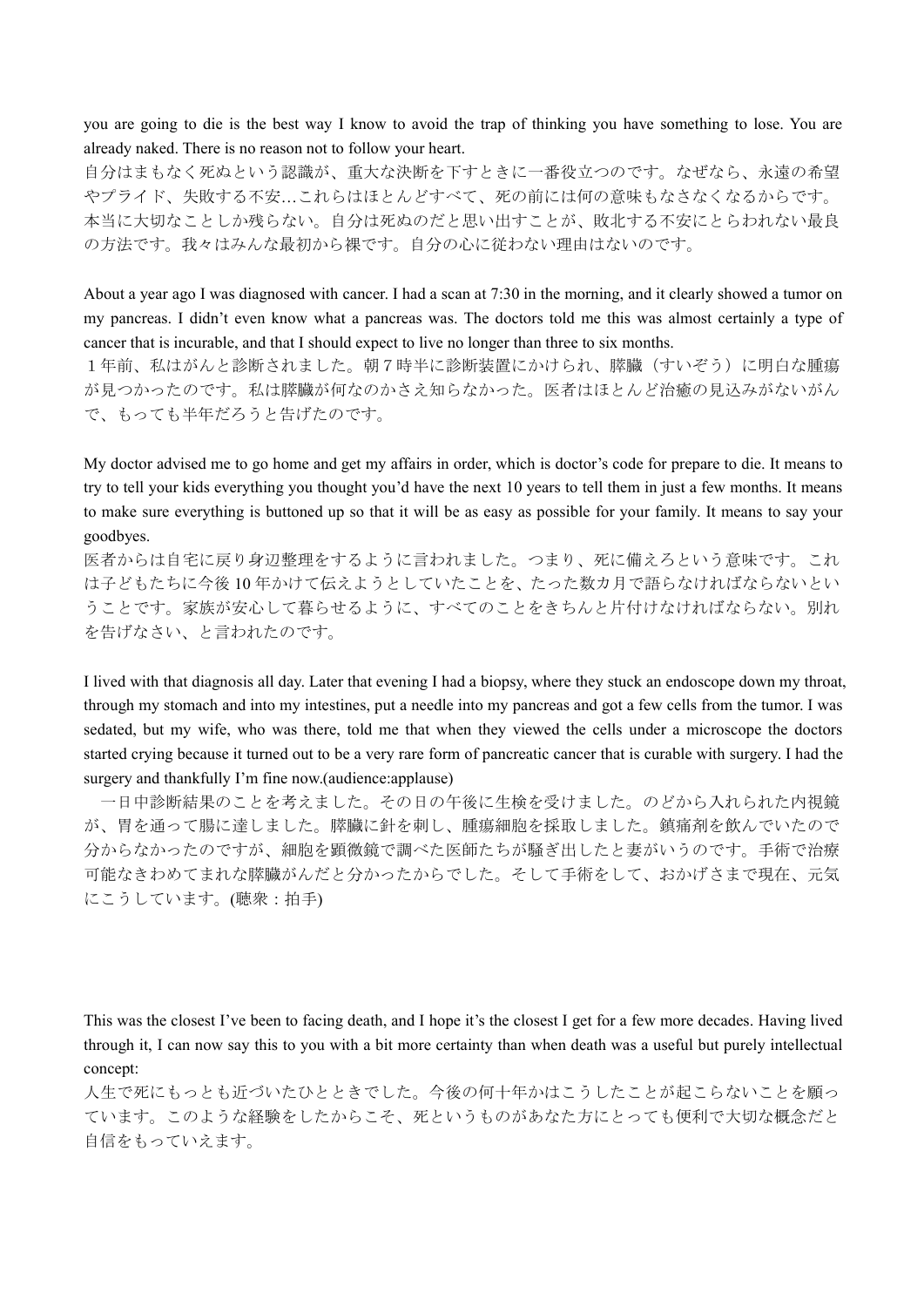you are going to die is the best way I know to avoid the trap of thinking you have something to lose. You are already naked. There is no reason not to follow your heart.
自分はまもなく死ぬという認識が、重大な決断を下すときに一番役立つのです。なぜなら、永遠の希望やプライド、失敗する不安…これらはほとんどすべて、死の前には何の意味もなさなくなるからです。本当に大切なことしか残らない。自分は死ぬのだと思い出すことが、敗北する不安にとらわれない最良の方法です。我々はみんな最初から裸です。自分の心に従わない理由はないのです。

About a year ago I was diagnosed with cancer. I had a scan at 7:30 in the morning, and it clearly showed a tumor on my pancreas. I didn't even know what a pancreas was. The doctors told me this was almost certainly a type of cancer that is incurable, and that I should expect to live no longer than three to six months.
１年前、私はがんと診断されました。朝７時半に診断装置にかけられ、膵臓（すいぞう）に明白な腫瘍が見つかったのです。私は膵臓が何なのかさえ知らなかった。医者はほとんど治癒の見込みがないがんで、もっても半年だろうと告げたのです。

My doctor advised me to go home and get my affairs in order, which is doctor's code for prepare to die. It means to try to tell your kids everything you thought you'd have the next 10 years to tell them in just a few months. It means to make sure everything is buttoned up so that it will be as easy as possible for your family. It means to say your goodbyes.
医者からは自宅に戻り身辺整理をするように言われました。つまり、死に備えろという意味です。これは子どもたちに今後 10 年かけて伝えようとしていたことを、たった数カ月で語らなければならないということです。家族が安心して暮らせるように、すべてのことをきちんと片付けなければならない。別れを告げなさい、と言われたのです。

I lived with that diagnosis all day. Later that evening I had a biopsy, where they stuck an endoscope down my throat, through my stomach and into my intestines, put a needle into my pancreas and got a few cells from the tumor. I was sedated, but my wife, who was there, told me that when they viewed the cells under a microscope the doctors started crying because it turned out to be a very rare form of pancreatic cancer that is curable with surgery. I had the surgery and thankfully I'm fine now.(audience:applause)
　一日中診断結果のことを考えました。その日の午後に生検を受けました。のどから入れられた内視鏡が、胃を通って腸に達しました。膵臓に針を刺し、腫瘍細胞を採取しました。鎮痛剤を飲んでいたので分からなかったのですが、細胞を顕微鏡で調べた医師たちが騒ぎ出したと妻がいうのです。手術で治療可能なきわめてまれな膵臓がんだと分かったからでした。そして手術をして、おかげさまで現在、元気にこうしています。(聴衆：拍手)

This was the closest I've been to facing death, and I hope it's the closest I get for a few more decades. Having lived through it, I can now say this to you with a bit more certainty than when death was a useful but purely intellectual concept:
人生で死にもっとも近づいたひとときでした。今後の何十年かはこうしたことが起こらないことを願っています。このような経験をしたからこそ、死というものがあなた方にとっても便利で大切な概念だと自信をもっていえます。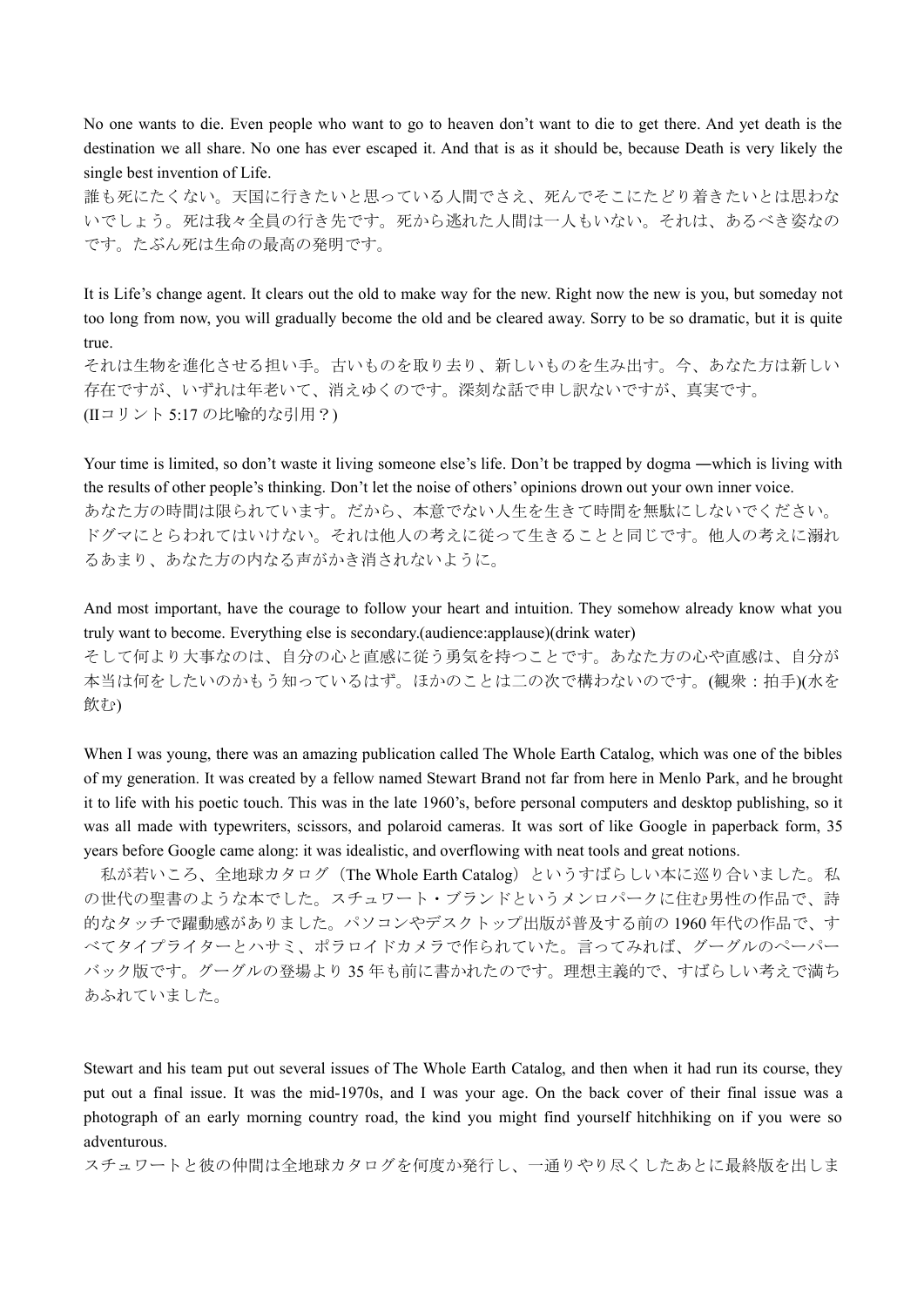No one wants to die. Even people who want to go to heaven don't want to die to get there. And yet death is the destination we all share. No one has ever escaped it. And that is as it should be, because Death is very likely the single best invention of Life.

誰も死にたくない。天国に行きたいと思っている人間でさえ、死んでそこにたどり着きたいとは思わないでしょう。死は我々全員の行き先です。死から逃れた人間は一人もいない。それは、あるべき姿なのです。たぶん死は生命の最高の発明です。

It is Life's change agent. It clears out the old to make way for the new. Right now the new is you, but someday not too long from now, you will gradually become the old and be cleared away. Sorry to be so dramatic, but it is quite true.

それは生物を進化させる担い手。古いものを取り去り、新しいものを生み出す。今、あなた方は新しい存在ですが、いずれは年老いて、消えゆくのです。深刻な話で申し訳ないですが、真実です。

(IIコリント 5:17 の比喩的な引用？)

Your time is limited, so don't waste it living someone else's life. Don't be trapped by dogma —which is living with the results of other people's thinking. Don't let the noise of others' opinions drown out your own inner voice.

あなた方の時間は限られています。だから、本意でない人生を生きて時間を無駄にしないでください。ドグマにとらわれてはいけない。それは他人の考えに従って生きることと同じです。他人の考えに溺れるあまり、あなた方の内なる声がかき消されないように。

And most important, have the courage to follow your heart and intuition. They somehow already know what you truly want to become. Everything else is secondary.(audience:applause)(drink water)

そして何より大事なのは、自分の心と直感に従う勇気を持つことです。あなた方の心や直感は、自分が本当は何をしたいのかもう知っているはず。ほかのことは二の次で構わないのです。(観衆：拍手)(水を飲む)

When I was young, there was an amazing publication called The Whole Earth Catalog, which was one of the bibles of my generation. It was created by a fellow named Stewart Brand not far from here in Menlo Park, and he brought it to life with his poetic touch. This was in the late 1960's, before personal computers and desktop publishing, so it was all made with typewriters, scissors, and polaroid cameras. It was sort of like Google in paperback form, 35 years before Google came along: it was idealistic, and overflowing with neat tools and great notions.

私が若いころ、全地球カタログ（The Whole Earth Catalog）というすばらしい本に巡り合いました。私の世代の聖書のような本でした。スチュワート・ブランドというメンロパークに住む男性の作品で、詩的なタッチで躍動感がありました。パソコンやデスクトップ出版が普及する前の 1960 年代の作品で、すべてタイプライターとハサミ、ポラロイドカメラで作られていた。言ってみれば、グーグルのペーパーバック版です。グーグルの登場より 35 年も前に書かれたのです。理想主義的で、すばらしい考えで満ちあふれていました。

Stewart and his team put out several issues of The Whole Earth Catalog, and then when it had run its course, they put out a final issue. It was the mid-1970s, and I was your age. On the back cover of their final issue was a photograph of an early morning country road, the kind you might find yourself hitchhiking on if you were so adventurous.

スチュワートと彼の仲間は全地球カタログを何度か発行し、一通りやり尽くしたあとに最終版を出しま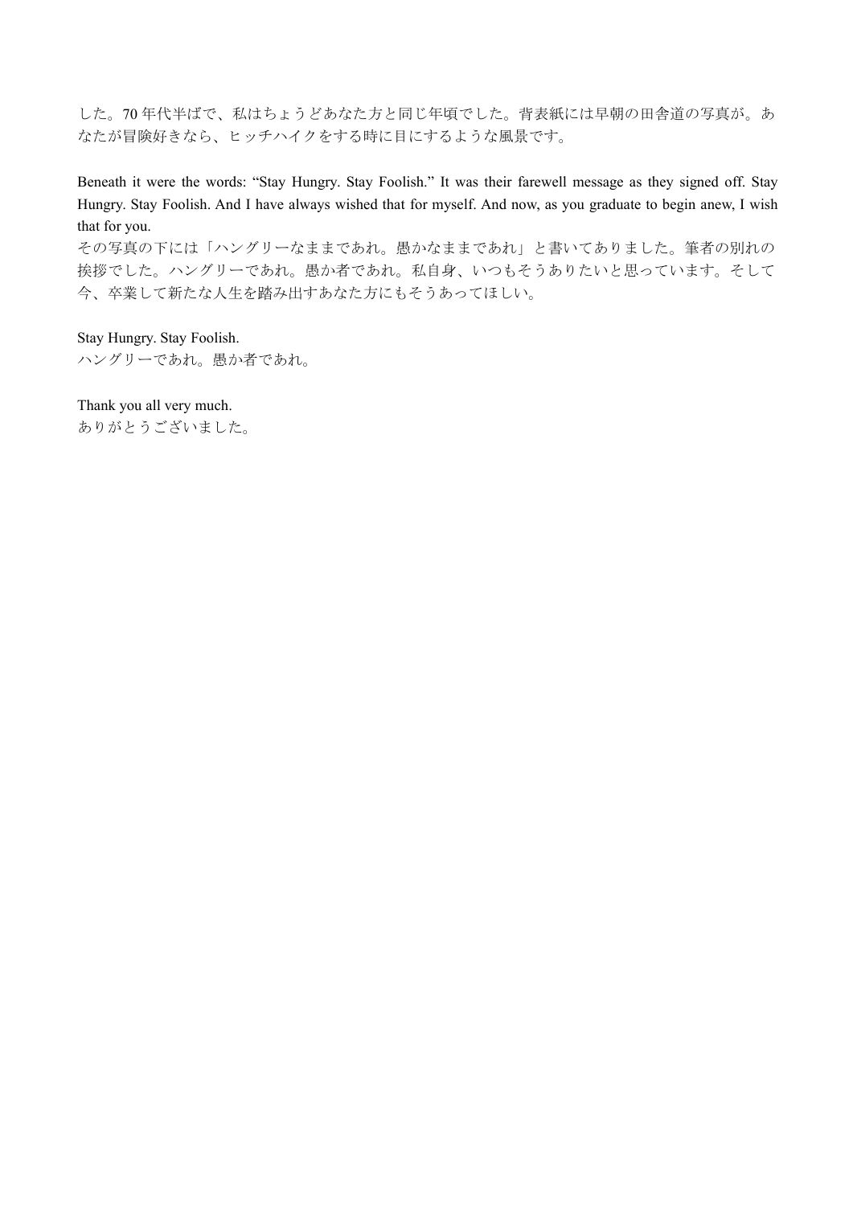した。70 年代半ばで、私はちょうどあなた方と同じ年頃でした。背表紙には早朝の田舎道の写真が。あなたが冒険好きなら、ヒッチハイクをする時に目にするような風景です。

Beneath it were the words: "Stay Hungry. Stay Foolish." It was their farewell message as they signed off. Stay Hungry. Stay Foolish. And I have always wished that for myself. And now, as you graduate to begin anew, I wish that for you.
その写真の下には「ハングリーなままであれ。愚かなままであれ」と書いてありました。筆者の別れの挨拶でした。ハングリーであれ。愚か者であれ。私自身、いつもそうありたいと思っています。そして今、卒業して新たな人生を踏み出すあなた方にもそうあってほしい。

Stay Hungry. Stay Foolish.
ハングリーであれ。愚か者であれ。

Thank you all very much.
ありがとうございました。